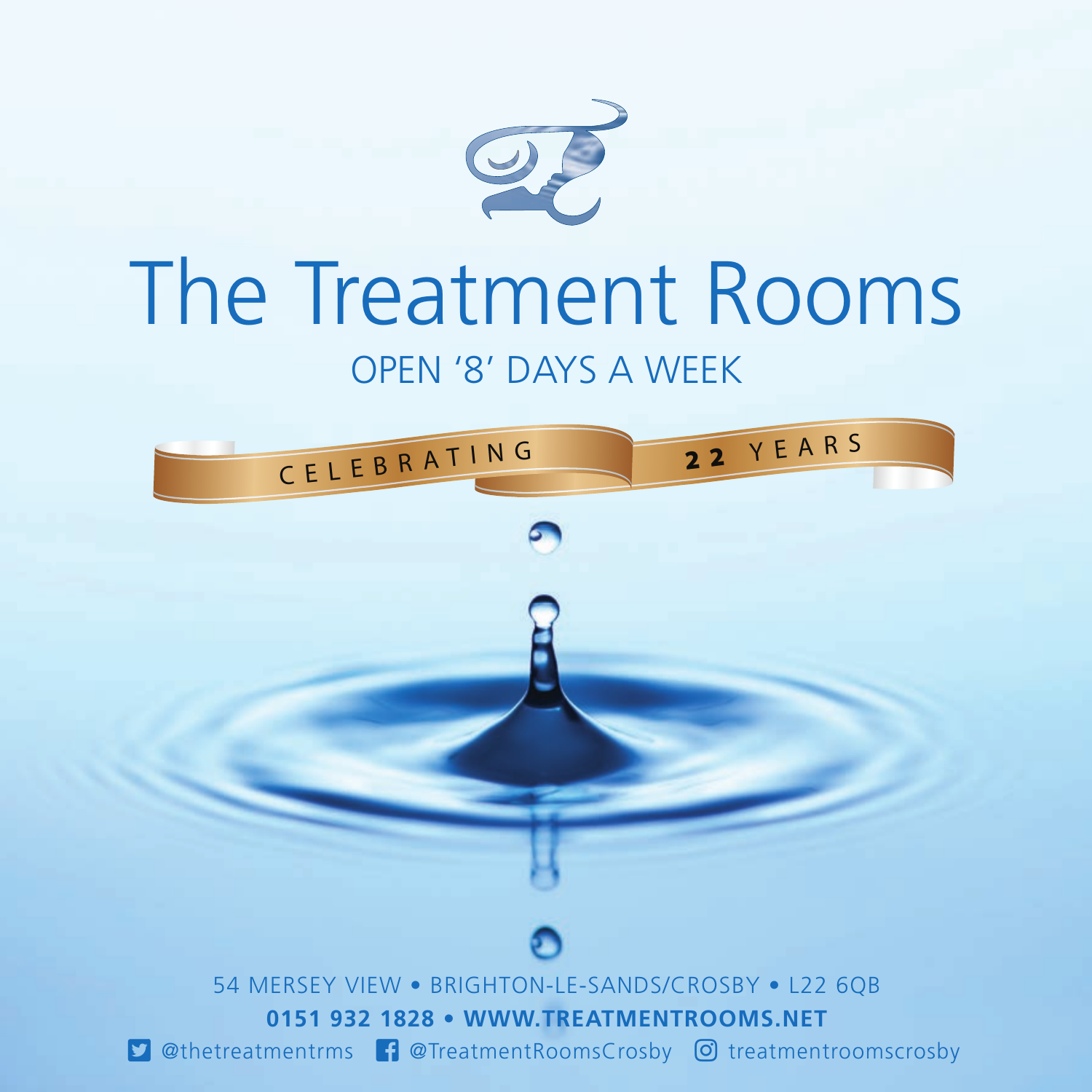# The Treatment Rooms

OPEN '8' DAYS A WEEK

CELEBRATING **22** YEARS

54 MERSEY VIEW • BRIGHTON-LE-SANDS/CROSBY • L22 6QB

**0151 932 1828 • WWW.TREATMENTROOMS.NET**

@thetreatmentrms @TreatmentRoomsCrosby treatmentroomscrosby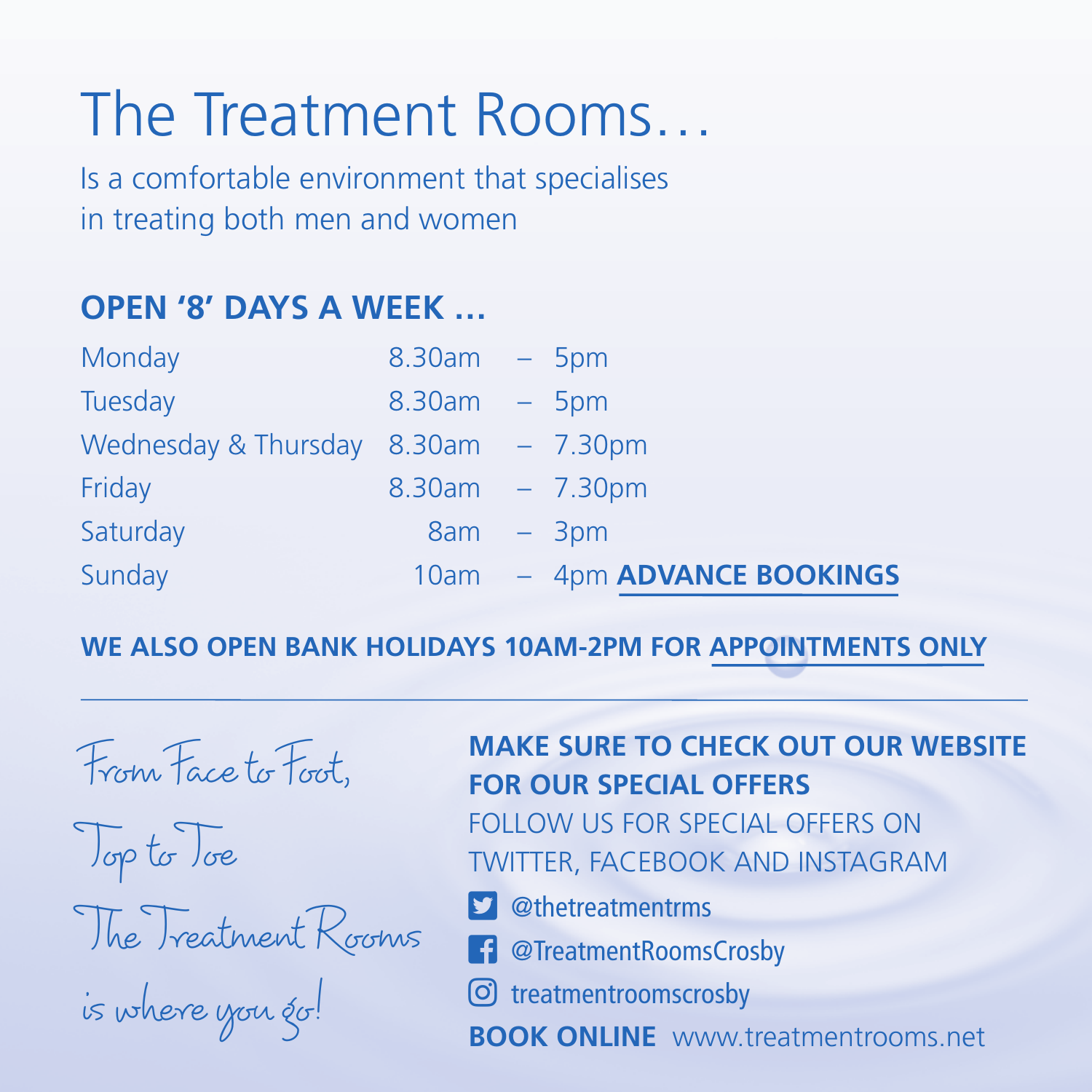# The Treatment Rooms…

Is a comfortable environment that specialises in treating both men and women

## OPEN '8' DAYS A WEEK …

| Day | Opening | | Closing |
|---|---|---|---|
| Monday | 8.30am | – | 5pm |
| Tuesday | 8.30am | – | 5pm |
| Wednesday & Thursday | 8.30am | – | 7.30pm |
| Friday | 8.30am | – | 7.30pm |
| Saturday | 8am | – | 3pm |
| Sunday | 10am | – | 4pm **ADVANCE BOOKINGS** |

**WE ALSO OPEN BANK HOLIDAYS 10AM-2PM FOR APPOINTMENTS ONLY**

---

*From Face to Foot,*
*Top to Toe*
*The Treatment Rooms*
*is where you go!*

**MAKE SURE TO CHECK OUT OUR WEBSITE FOR OUR SPECIAL OFFERS**

FOLLOW US FOR SPECIAL OFFERS ON TWITTER, FACEBOOK AND INSTAGRAM

@thetreatmentrms

@TreatmentRoomsCrosby

treatmentroomscrosby

**BOOK ONLINE** www.treatmentrooms.net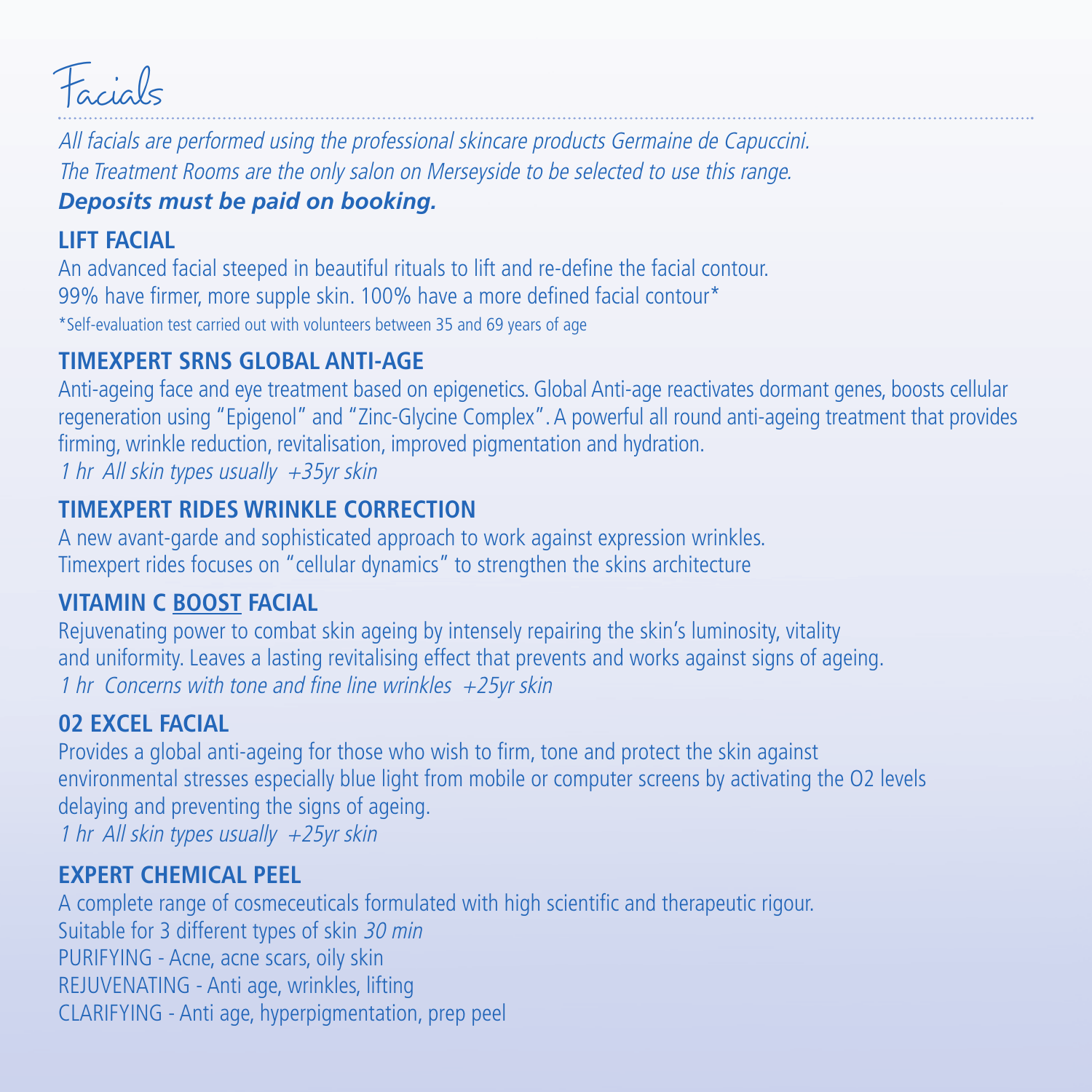# Facials

*All facials are performed using the professional skincare products Germaine de Capuccini.*
*The Treatment Rooms are the only salon on Merseyside to be selected to use this range.*
***Deposits must be paid on booking.***

## LIFT FACIAL

An advanced facial steeped in beautiful rituals to lift and re-define the facial contour.
99% have firmer, more supple skin. 100% have a more defined facial contour*
*Self-evaluation test carried out with volunteers between 35 and 69 years of age

## TIMEXPERT SRNS GLOBAL ANTI-AGE

Anti-ageing face and eye treatment based on epigenetics. Global Anti-age reactivates dormant genes, boosts cellular regeneration using "Epigenol" and "Zinc-Glycine Complex". A powerful all round anti-ageing treatment that provides firming, wrinkle reduction, revitalisation, improved pigmentation and hydration.
*1 hr All skin types usually +35yr skin*

## TIMEXPERT RIDES WRINKLE CORRECTION

A new avant-garde and sophisticated approach to work against expression wrinkles.
Timexpert rides focuses on "cellular dynamics" to strengthen the skins architecture

## VITAMIN C <u>BOOST</u> FACIAL

Rejuvenating power to combat skin ageing by intensely repairing the skin's luminosity, vitality and uniformity. Leaves a lasting revitalising effect that prevents and works against signs of ageing.
*1 hr Concerns with tone and fine line wrinkles +25yr skin*

## 02 EXCEL FACIAL

Provides a global anti-ageing for those who wish to firm, tone and protect the skin against environmental stresses especially blue light from mobile or computer screens by activating the O2 levels delaying and preventing the signs of ageing.
*1 hr All skin types usually +25yr skin*

## EXPERT CHEMICAL PEEL

A complete range of cosmeceuticals formulated with high scientific and therapeutic rigour.
Suitable for 3 different types of skin *30 min*
PURIFYING - Acne, acne scars, oily skin
REJUVENATING - Anti age, wrinkles, lifting
CLARIFYING - Anti age, hyperpigmentation, prep peel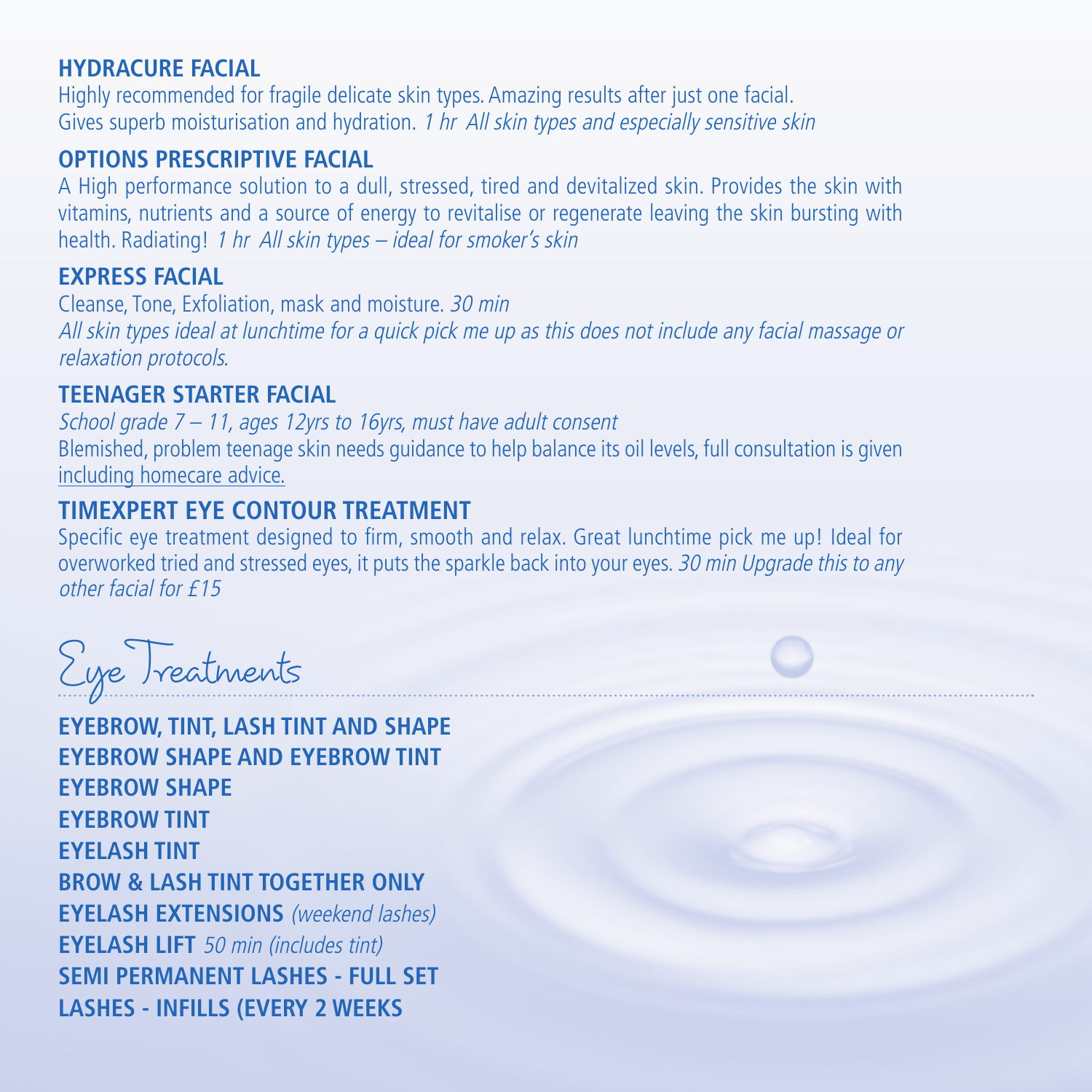### HYDRACURE FACIAL

Highly recommended for fragile delicate skin types. Amazing results after just one facial. Gives superb moisturisation and hydration. *1 hr All skin types and especially sensitive skin*

### OPTIONS PRESCRIPTIVE FACIAL

A High performance solution to a dull, stressed, tired and devitalized skin. Provides the skin with vitamins, nutrients and a source of energy to revitalise or regenerate leaving the skin bursting with health. Radiating! *1 hr All skin types – ideal for smoker's skin*

### EXPRESS FACIAL

Cleanse, Tone, Exfoliation, mask and moisture. *30 min*
*All skin types ideal at lunchtime for a quick pick me up as this does not include any facial massage or relaxation protocols.*

### TEENAGER STARTER FACIAL

*School grade 7 – 11, ages 12yrs to 16yrs, must have adult consent*
Blemished, problem teenage skin needs guidance to help balance its oil levels, full consultation is given including homecare advice.

### TIMEXPERT EYE CONTOUR TREATMENT

Specific eye treatment designed to firm, smooth and relax. Great lunchtime pick me up! Ideal for overworked tried and stressed eyes, it puts the sparkle back into your eyes. *30 min Upgrade this to any other facial for £15*

## Eye Treatments

**EYEBROW, TINT, LASH TINT AND SHAPE**
**EYEBROW SHAPE AND EYEBROW TINT**
**EYEBROW SHAPE**
**EYEBROW TINT**
**EYELASH TINT**
**BROW & LASH TINT TOGETHER ONLY**
**EYELASH EXTENSIONS** *(weekend lashes)*
**EYELASH LIFT** *50 min (includes tint)*
**SEMI PERMANENT LASHES - FULL SET**
**LASHES - INFILLS (EVERY 2 WEEKS**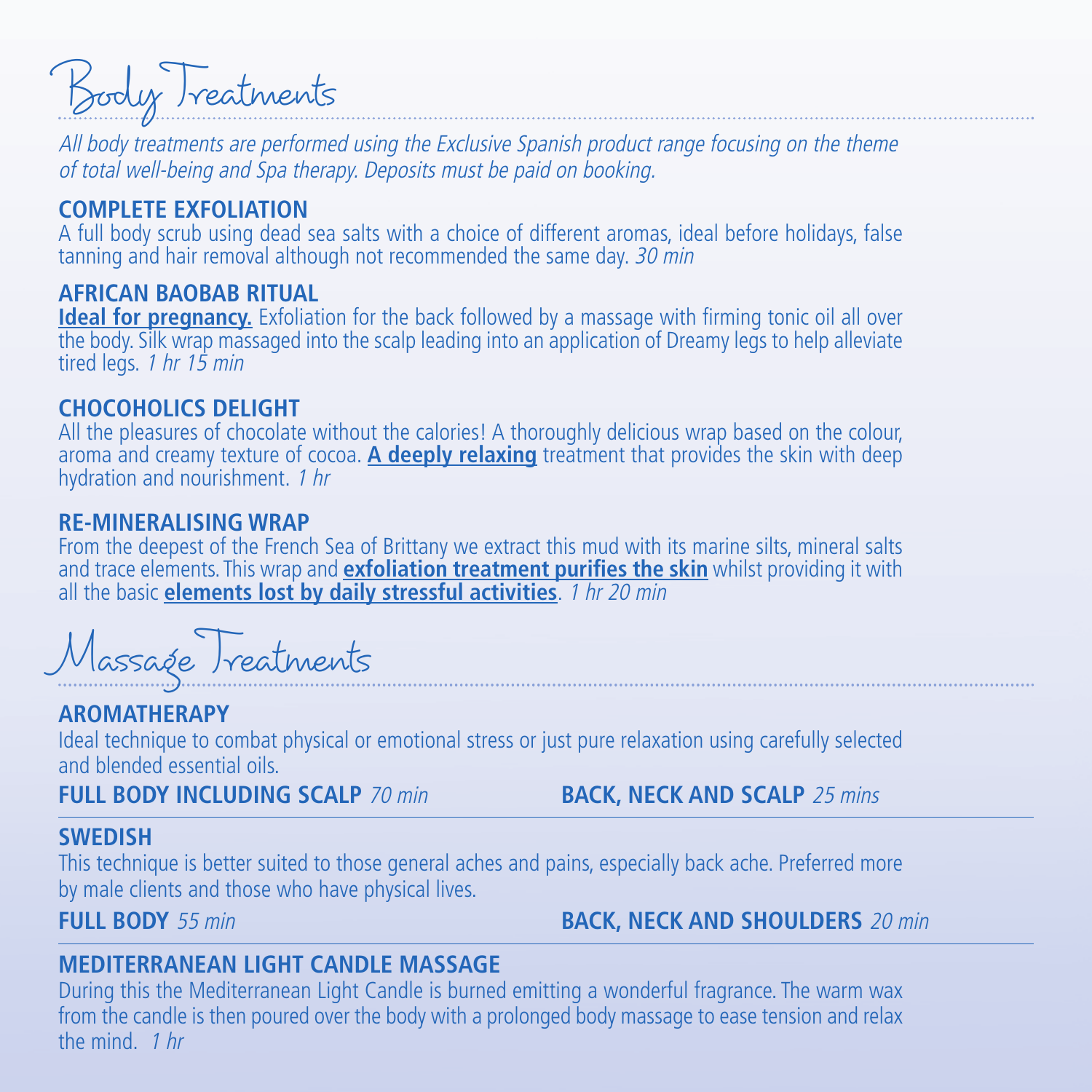# Body Treatments

*All body treatments are performed using the Exclusive Spanish product range focusing on the theme of total well-being and Spa therapy. Deposits must be paid on booking.*

### COMPLETE EXFOLIATION

A full body scrub using dead sea salts with a choice of different aromas, ideal before holidays, false tanning and hair removal although not recommended the same day. *30 min*

### AFRICAN BAOBAB RITUAL

**Ideal for pregnancy.** Exfoliation for the back followed by a massage with firming tonic oil all over the body. Silk wrap massaged into the scalp leading into an application of Dreamy legs to help alleviate tired legs. *1 hr 15 min*

### CHOCOHOLICS DELIGHT

All the pleasures of chocolate without the calories! A thoroughly delicious wrap based on the colour, aroma and creamy texture of cocoa. **A deeply relaxing** treatment that provides the skin with deep hydration and nourishment. *1 hr*

### RE-MINERALISING WRAP

From the deepest of the French Sea of Brittany we extract this mud with its marine silts, mineral salts and trace elements. This wrap and **exfoliation treatment purifies the skin** whilst providing it with all the basic **elements lost by daily stressful activities**. *1 hr 20 min*

# Massage Treatments

### AROMATHERAPY

Ideal technique to combat physical or emotional stress or just pure relaxation using carefully selected and blended essential oils.

**FULL BODY INCLUDING SCALP** *70 min*

**BACK, NECK AND SCALP** *25 mins*

### SWEDISH

This technique is better suited to those general aches and pains, especially back ache. Preferred more by male clients and those who have physical lives.

**FULL BODY** *55 min*

**BACK, NECK AND SHOULDERS** *20 min*

### MEDITERRANEAN LIGHT CANDLE MASSAGE

During this the Mediterranean Light Candle is burned emitting a wonderful fragrance. The warm wax from the candle is then poured over the body with a prolonged body massage to ease tension and relax the mind. *1 hr*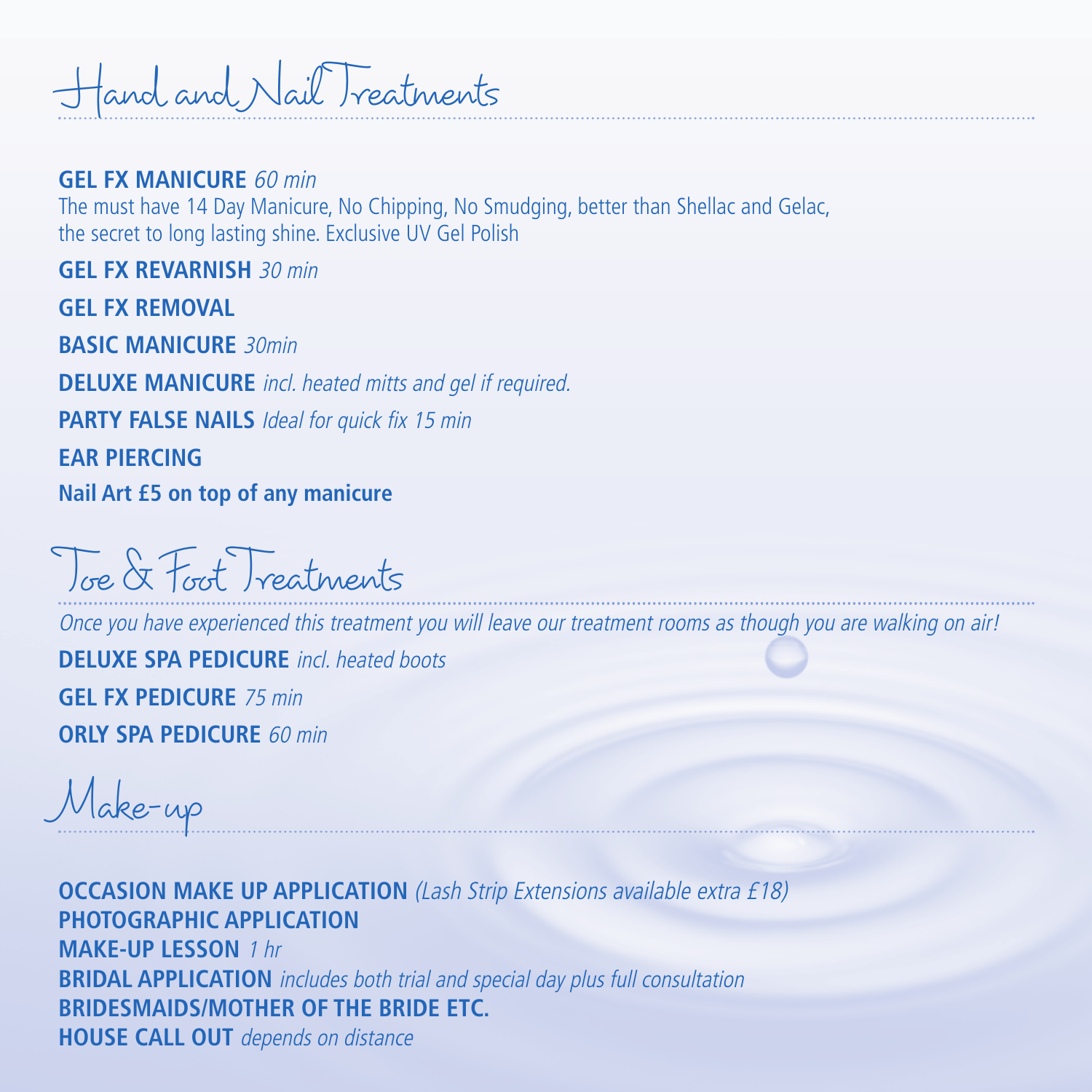## Hand and Nail Treatments

**GEL FX MANICURE** *60 min*
The must have 14 Day Manicure, No Chipping, No Smudging, better than Shellac and Gelac, the secret to long lasting shine. Exclusive UV Gel Polish

**GEL FX REVARNISH** *30 min*

**GEL FX REMOVAL**

**BASIC MANICURE** *30min*

**DELUXE MANICURE** *incl. heated mitts and gel if required.*

**PARTY FALSE NAILS** *Ideal for quick fix 15 min*

**EAR PIERCING**

**Nail Art £5 on top of any manicure**

## Toe & Foot Treatments

*Once you have experienced this treatment you will leave our treatment rooms as though you are walking on air!*

**DELUXE SPA PEDICURE** *incl. heated boots*

**GEL FX PEDICURE** *75 min*

**ORLY SPA PEDICURE** *60 min*

## Make-up

**OCCASION MAKE UP APPLICATION** *(Lash Strip Extensions available extra £18)*
**PHOTOGRAPHIC APPLICATION**
**MAKE-UP LESSON** *1 hr*
**BRIDAL APPLICATION** *includes both trial and special day plus full consultation*
**BRIDESMAIDS/MOTHER OF THE BRIDE ETC.**
**HOUSE CALL OUT** *depends on distance*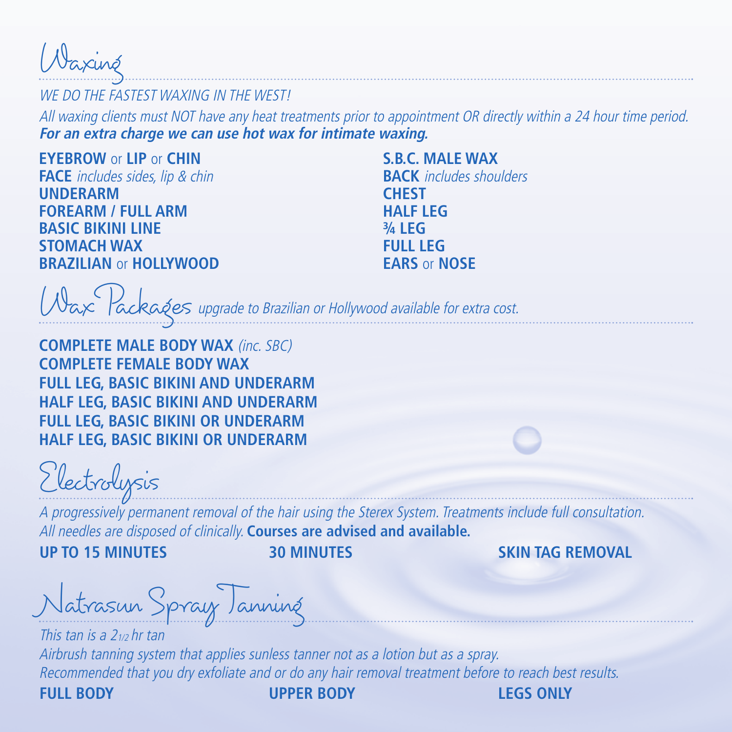## Waxing

*WE DO THE FASTEST WAXING IN THE WEST!*

*All waxing clients must NOT have any heat treatments prior to appointment OR directly within a 24 hour time period.*
***For an extra charge we can use hot wax for intimate waxing.***

**EYEBROW** or **LIP** or **CHIN**
**FACE** *includes sides, lip & chin*
**UNDERARM**
**FOREARM / FULL ARM**
**BASIC BIKINI LINE**
**STOMACH WAX**
**BRAZILIAN** or **HOLLYWOOD**

**S.B.C. MALE WAX**
**BACK** *includes shoulders*
**CHEST**
**HALF LEG**
**¾ LEG**
**FULL LEG**
**EARS** or **NOSE**

## Wax Packages

*upgrade to Brazilian or Hollywood available for extra cost.*

**COMPLETE MALE BODY WAX** *(inc. SBC)*
**COMPLETE FEMALE BODY WAX**
**FULL LEG, BASIC BIKINI AND UNDERARM**
**HALF LEG, BASIC BIKINI AND UNDERARM**
**FULL LEG, BASIC BIKINI OR UNDERARM**
**HALF LEG, BASIC BIKINI OR UNDERARM**

## Electrolysis

*A progressively permanent removal of the hair using the Sterex System. Treatments include full consultation.*
*All needles are disposed of clinically.* **Courses are advised and available.**

**UP TO 15 MINUTES**
**30 MINUTES**
**SKIN TAG REMOVAL**

## Natrasun Spray Tanning

*This tan is a 2½ hr tan*
*Airbrush tanning system that applies sunless tanner not as a lotion but as a spray.*
*Recommended that you dry exfoliate and or do any hair removal treatment before to reach best results.*

**FULL BODY**
**UPPER BODY**
**LEGS ONLY**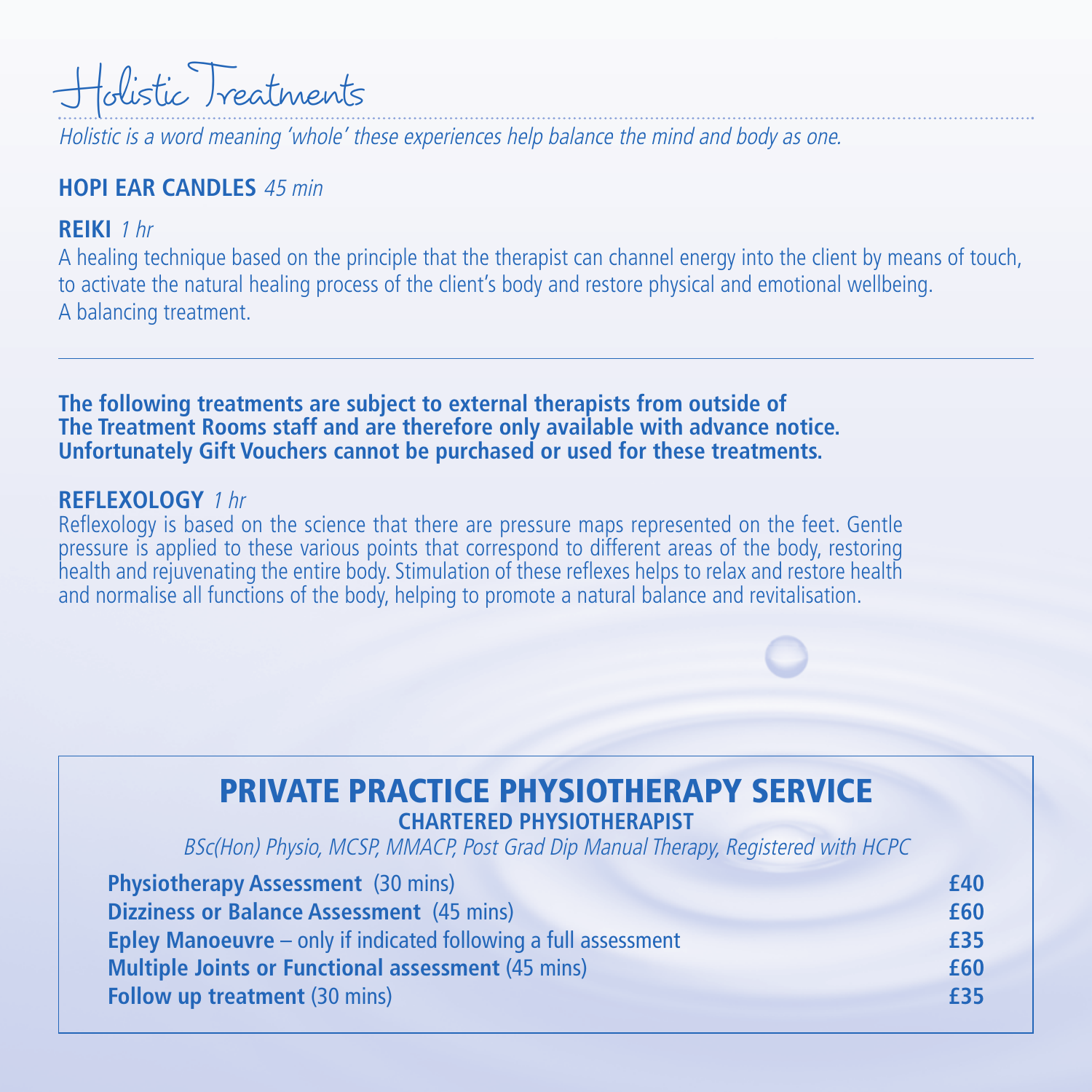# Holistic Treatments

*Holistic is a word meaning 'whole' these experiences help balance the mind and body as one.*

**HOPI EAR CANDLES** *45 min*

**REIKI** *1 hr*

A healing technique based on the principle that the therapist can channel energy into the client by means of touch, to activate the natural healing process of the client's body and restore physical and emotional wellbeing. A balancing treatment.

---

**The following treatments are subject to external therapists from outside of The Treatment Rooms staff and are therefore only available with advance notice. Unfortunately Gift Vouchers cannot be purchased or used for these treatments.**

**REFLEXOLOGY** *1 hr*

Reflexology is based on the science that there are pressure maps represented on the feet. Gentle pressure is applied to these various points that correspond to different areas of the body, restoring health and rejuvenating the entire body. Stimulation of these reflexes helps to relax and restore health and normalise all functions of the body, helping to promote a natural balance and revitalisation.

## PRIVATE PRACTICE PHYSIOTHERAPY SERVICE

**CHARTERED PHYSIOTHERAPIST**

*BSc(Hon) Physio, MCSP, MMACP, Post Grad Dip Manual Therapy, Registered with HCPC*

| Treatment | Price |
|---|---|
| **Physiotherapy Assessment** (30 mins) | **£40** |
| **Dizziness or Balance Assessment** (45 mins) | **£60** |
| **Epley Manoeuvre** – only if indicated following a full assessment | **£35** |
| **Multiple Joints or Functional assessment** (45 mins) | **£60** |
| **Follow up treatment** (30 mins) | **£35** |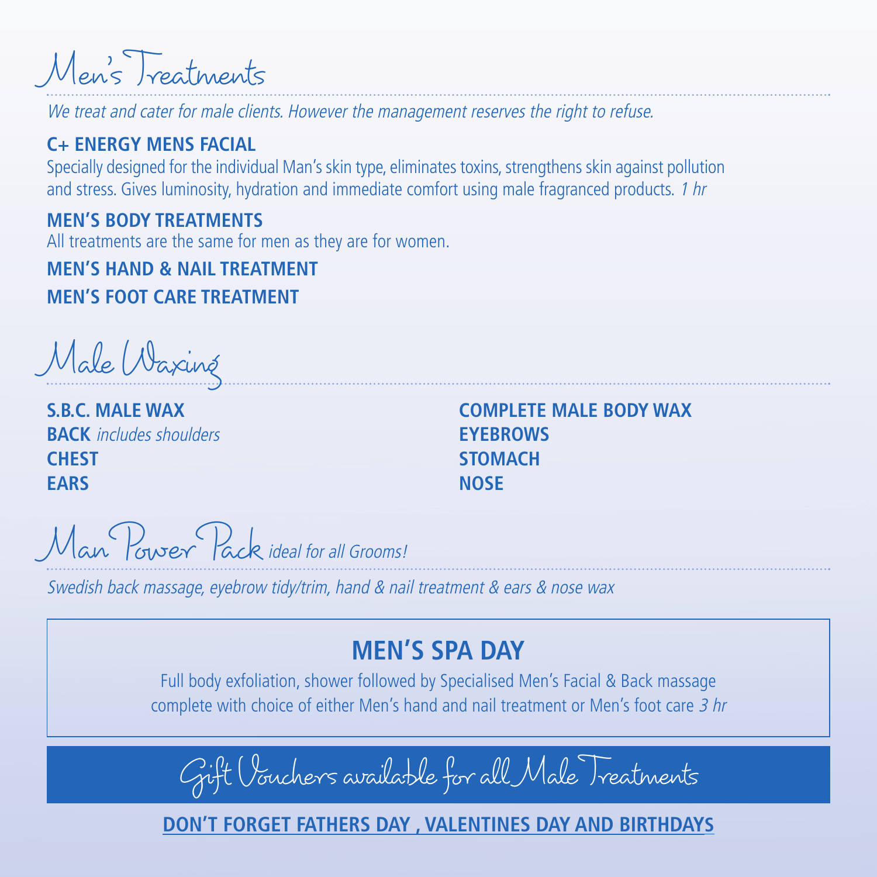# Men's Treatments

*We treat and cater for male clients. However the management reserves the right to refuse.*

**C+ ENERGY MENS FACIAL**

Specially designed for the individual Man's skin type, eliminates toxins, strengthens skin against pollution and stress. Gives luminosity, hydration and immediate comfort using male fragranced products. *1 hr*

**MEN'S BODY TREATMENTS**

All treatments are the same for men as they are for women.

**MEN'S HAND & NAIL TREATMENT**

**MEN'S FOOT CARE TREATMENT**

# Male Waxing

**S.B.C. MALE WAX**
**BACK** *includes shoulders*
**CHEST**
**EARS**

**COMPLETE MALE BODY WAX**
**EYEBROWS**
**STOMACH**
**NOSE**

# Man Power Pack *ideal for all Grooms!*

*Swedish back massage, eyebrow tidy/trim, hand & nail treatment & ears & nose wax*

## MEN'S SPA DAY

Full body exfoliation, shower followed by Specialised Men's Facial & Back massage complete with choice of either Men's hand and nail treatment or Men's foot care *3 hr*

Gift Vouchers available for all Male Treatments

**DON'T FORGET FATHERS DAY , VALENTINES DAY AND BIRTHDAYS**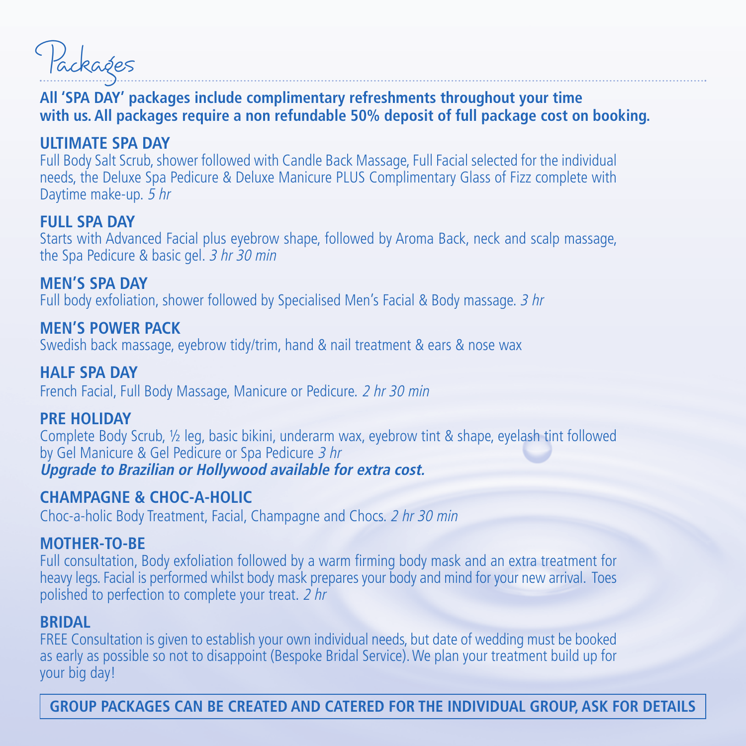# Packages

**All 'SPA DAY' packages include complimentary refreshments throughout your time with us. All packages require a non refundable 50% deposit of full package cost on booking.**

## ULTIMATE SPA DAY

Full Body Salt Scrub, shower followed with Candle Back Massage, Full Facial selected for the individual needs, the Deluxe Spa Pedicure & Deluxe Manicure PLUS Complimentary Glass of Fizz complete with Daytime make-up. *5 hr*

## FULL SPA DAY

Starts with Advanced Facial plus eyebrow shape, followed by Aroma Back, neck and scalp massage, the Spa Pedicure & basic gel. *3 hr 30 min*

## MEN'S SPA DAY

Full body exfoliation, shower followed by Specialised Men's Facial & Body massage. *3 hr*

## MEN'S POWER PACK

Swedish back massage, eyebrow tidy/trim, hand & nail treatment & ears & nose wax

## HALF SPA DAY

French Facial, Full Body Massage, Manicure or Pedicure. *2 hr 30 min*

## PRE HOLIDAY

Complete Body Scrub, ½ leg, basic bikini, underarm wax, eyebrow tint & shape, eyelash tint followed by Gel Manicure & Gel Pedicure or Spa Pedicure *3 hr*

***Upgrade to Brazilian or Hollywood available for extra cost.***

## CHAMPAGNE & CHOC-A-HOLIC

Choc-a-holic Body Treatment, Facial, Champagne and Chocs. *2 hr 30 min*

## MOTHER-TO-BE

Full consultation, Body exfoliation followed by a warm firming body mask and an extra treatment for heavy legs. Facial is performed whilst body mask prepares your body and mind for your new arrival. Toes polished to perfection to complete your treat. *2 hr*

## BRIDAL

FREE Consultation is given to establish your own individual needs, but date of wedding must be booked as early as possible so not to disappoint (Bespoke Bridal Service). We plan your treatment build up for your big day!

**GROUP PACKAGES CAN BE CREATED AND CATERED FOR THE INDIVIDUAL GROUP, ASK FOR DETAILS**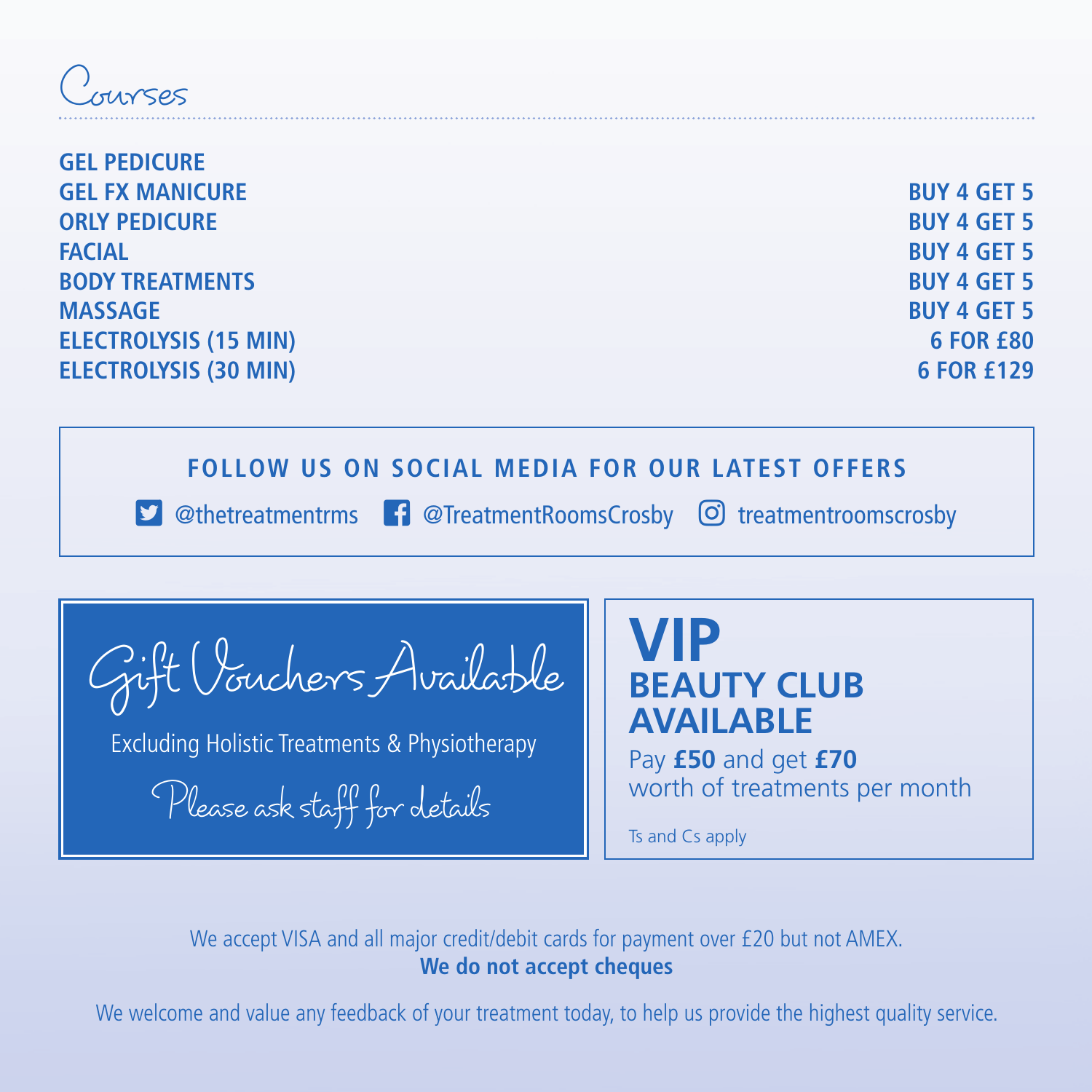# Courses

| | |
|---|---|
| **GEL PEDICURE** | |
| **GEL FX MANICURE** | **BUY 4 GET 5** |
| **ORLY PEDICURE** | **BUY 4 GET 5** |
| **FACIAL** | **BUY 4 GET 5** |
| **BODY TREATMENTS** | **BUY 4 GET 5** |
| **MASSAGE** | **BUY 4 GET 5** |
| **ELECTROLYSIS (15 MIN)** | **6 FOR £80** |
| **ELECTROLYSIS (30 MIN)** | **6 FOR £129** |

**FOLLOW US ON SOCIAL MEDIA FOR OUR LATEST OFFERS**

@thetreatmentrms @TreatmentRoomsCrosby treatmentroomscrosby

## Gift Vouchers Available

Excluding Holistic Treatments & Physiotherapy

Please ask staff for details

## VIP BEAUTY CLUB AVAILABLE

Pay **£50** and get **£70** worth of treatments per month

Ts and Cs apply

We accept VISA and all major credit/debit cards for payment over £20 but not AMEX.
**We do not accept cheques**

We welcome and value any feedback of your treatment today, to help us provide the highest quality service.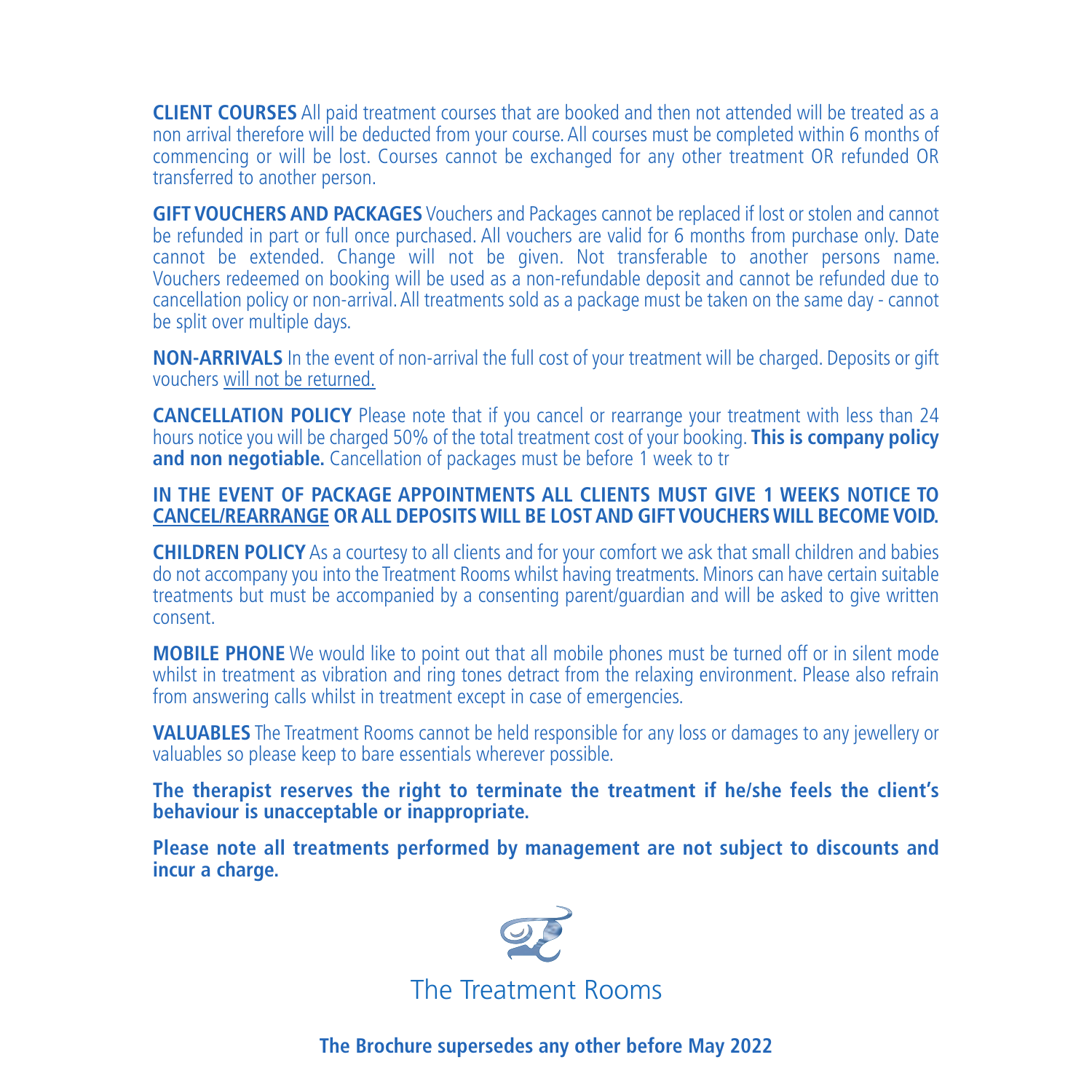**CLIENT COURSES** All paid treatment courses that are booked and then not attended will be treated as a non arrival therefore will be deducted from your course. All courses must be completed within 6 months of commencing or will be lost. Courses cannot be exchanged for any other treatment OR refunded OR transferred to another person.

**GIFT VOUCHERS AND PACKAGES** Vouchers and Packages cannot be replaced if lost or stolen and cannot be refunded in part or full once purchased. All vouchers are valid for 6 months from purchase only. Date cannot be extended. Change will not be given. Not transferable to another persons name. Vouchers redeemed on booking will be used as a non-refundable deposit and cannot be refunded due to cancellation policy or non-arrival. All treatments sold as a package must be taken on the same day - cannot be split over multiple days.

**NON-ARRIVALS** In the event of non-arrival the full cost of your treatment will be charged. Deposits or gift vouchers will not be returned.

**CANCELLATION POLICY** Please note that if you cancel or rearrange your treatment with less than 24 hours notice you will be charged 50% of the total treatment cost of your booking. **This is company policy and non negotiable.** Cancellation of packages must be before 1 week to tr

**IN THE EVENT OF PACKAGE APPOINTMENTS ALL CLIENTS MUST GIVE 1 WEEKS NOTICE TO CANCEL/REARRANGE OR ALL DEPOSITS WILL BE LOST AND GIFT VOUCHERS WILL BECOME VOID.**

**CHILDREN POLICY** As a courtesy to all clients and for your comfort we ask that small children and babies do not accompany you into the Treatment Rooms whilst having treatments. Minors can have certain suitable treatments but must be accompanied by a consenting parent/guardian and will be asked to give written consent.

**MOBILE PHONE** We would like to point out that all mobile phones must be turned off or in silent mode whilst in treatment as vibration and ring tones detract from the relaxing environment. Please also refrain from answering calls whilst in treatment except in case of emergencies.

**VALUABLES** The Treatment Rooms cannot be held responsible for any loss or damages to any jewellery or valuables so please keep to bare essentials wherever possible.

**The therapist reserves the right to terminate the treatment if he/she feels the client's behaviour is unacceptable or inappropriate.**

**Please note all treatments performed by management are not subject to discounts and incur a charge.**

The Treatment Rooms

**The Brochure supersedes any other before May 2022**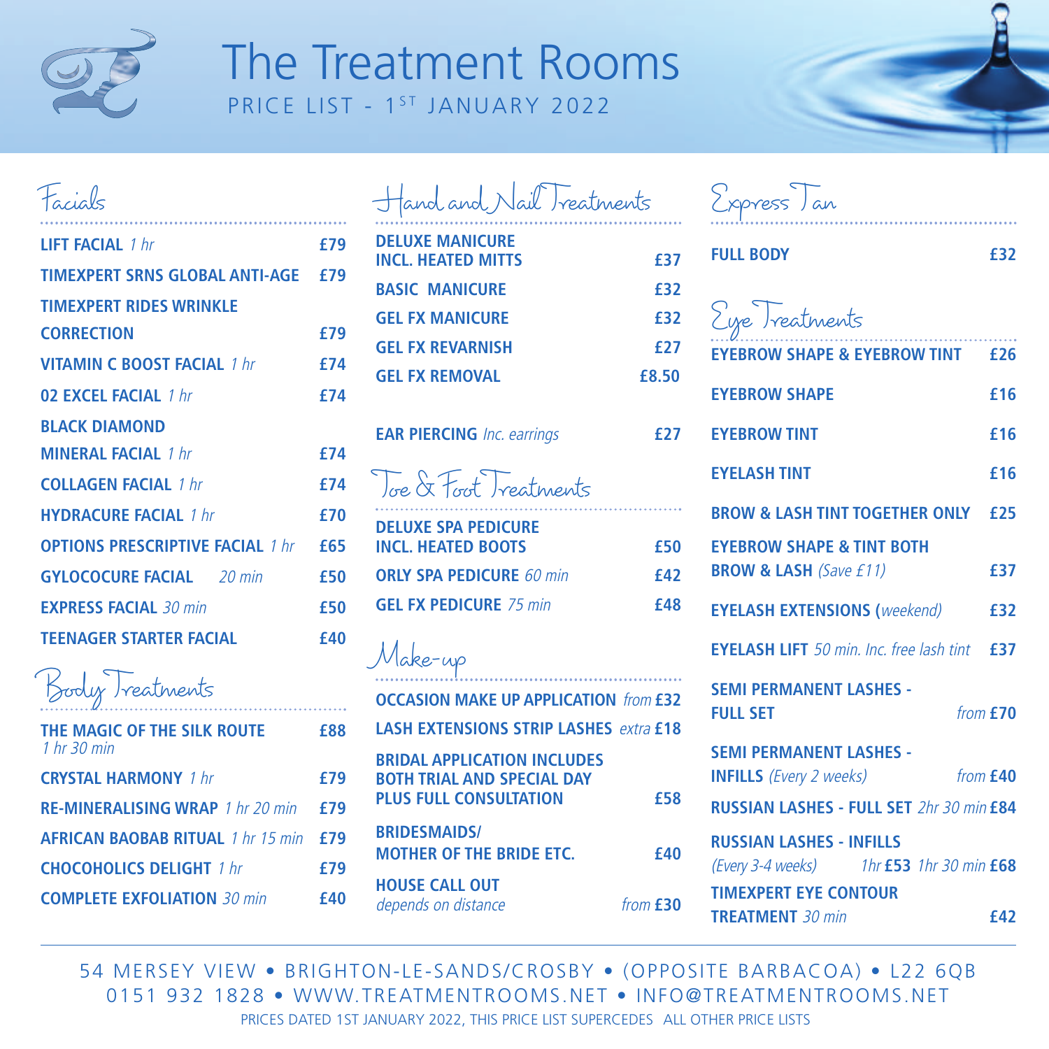# The Treatment Rooms

PRICE LIST - 1ST JANUARY 2022

## Facials

| Treatment | Price |
|---|---|
| **LIFT FACIAL** *1 hr* | £79 |
| **TIMEXPERT SRNS GLOBAL ANTI-AGE** | £79 |
| **TIMEXPERT RIDES WRINKLE CORRECTION** | £79 |
| **VITAMIN C BOOST FACIAL** *1 hr* | £74 |
| **02 EXCEL FACIAL** *1 hr* | £74 |
| **BLACK DIAMOND MINERAL FACIAL** *1 hr* | £74 |
| **COLLAGEN FACIAL** *1 hr* | £74 |
| **HYDRACURE FACIAL** *1 hr* | £70 |
| **OPTIONS PRESCRIPTIVE FACIAL** *1 hr* | £65 |
| **GYLOCOCURE FACIAL** *20 min* | £50 |
| **EXPRESS FACIAL** *30 min* | £50 |
| **TEENAGER STARTER FACIAL** | £40 |

## Body Treatments

| Treatment | Price |
|---|---|
| **THE MAGIC OF THE SILK ROUTE** *1 hr 30 min* | £88 |
| **CRYSTAL HARMONY** *1 hr* | £79 |
| **RE-MINERALISING WRAP** *1 hr 20 min* | £79 |
| **AFRICAN BAOBAB RITUAL** *1 hr 15 min* | £79 |
| **CHOCOHOLICS DELIGHT** *1 hr* | £79 |
| **COMPLETE EXFOLIATION** *30 min* | £40 |

## Hand and Nail Treatments

| Treatment | Price |
|---|---|
| **DELUXE MANICURE INCL. HEATED MITTS** | £37 |
| **BASIC MANICURE** | £32 |
| **GEL FX MANICURE** | £32 |
| **GEL FX REVARNISH** | £27 |
| **GEL FX REMOVAL** | £8.50 |
| **EAR PIERCING** *Inc. earrings* | £27 |

## Toe & Foot Treatments

| Treatment | Price |
|---|---|
| **DELUXE SPA PEDICURE INCL. HEATED BOOTS** | £50 |
| **ORLY SPA PEDICURE** *60 min* | £42 |
| **GEL FX PEDICURE** *75 min* | £48 |

## Make-up

| Treatment | Price |
|---|---|
| **OCCASION MAKE UP APPLICATION** | *from* £32 |
| **LASH EXTENSIONS STRIP LASHES** | *extra* £18 |
| **BRIDAL APPLICATION INCLUDES BOTH TRIAL AND SPECIAL DAY PLUS FULL CONSULTATION** | £58 |
| **BRIDESMAIDS/ MOTHER OF THE BRIDE ETC.** | £40 |
| **HOUSE CALL OUT** *depends on distance* | *from* £30 |

## Express Tan

| Treatment | Price |
|---|---|
| **FULL BODY** | £32 |

## Eye Treatments

| Treatment | Price |
|---|---|
| **EYEBROW SHAPE & EYEBROW TINT** | £26 |
| **EYEBROW SHAPE** | £16 |
| **EYEBROW TINT** | £16 |
| **EYELASH TINT** | £16 |
| **BROW & LASH TINT TOGETHER ONLY** | £25 |
| **EYEBROW SHAPE & TINT BOTH BROW & LASH** *(Save £11)* | £37 |
| **EYELASH EXTENSIONS** (*weekend*) | £32 |
| **EYELASH LIFT** *50 min. Inc. free lash tint* | £37 |
| **SEMI PERMANENT LASHES - FULL SET** | *from* £70 |
| **SEMI PERMANENT LASHES - INFILLS** *(Every 2 weeks)* | *from* £40 |
| **RUSSIAN LASHES - FULL SET** *2hr 30 min* | £84 |
| **RUSSIAN LASHES - INFILLS** *(Every 3-4 weeks)* | *1hr* £53 *1hr 30 min* £68 |
| **TIMEXPERT EYE CONTOUR TREATMENT** *30 min* | £42 |

54 MERSEY VIEW • BRIGHTON-LE-SANDS/CROSBY • (OPPOSITE BARBACOA) • L22 6QB
0151 932 1828 • WWW.TREATMENTROOMS.NET • INFO@TREATMENTROOMS.NET

PRICES DATED 1ST JANUARY 2022, THIS PRICE LIST SUPERCEDES ALL OTHER PRICE LISTS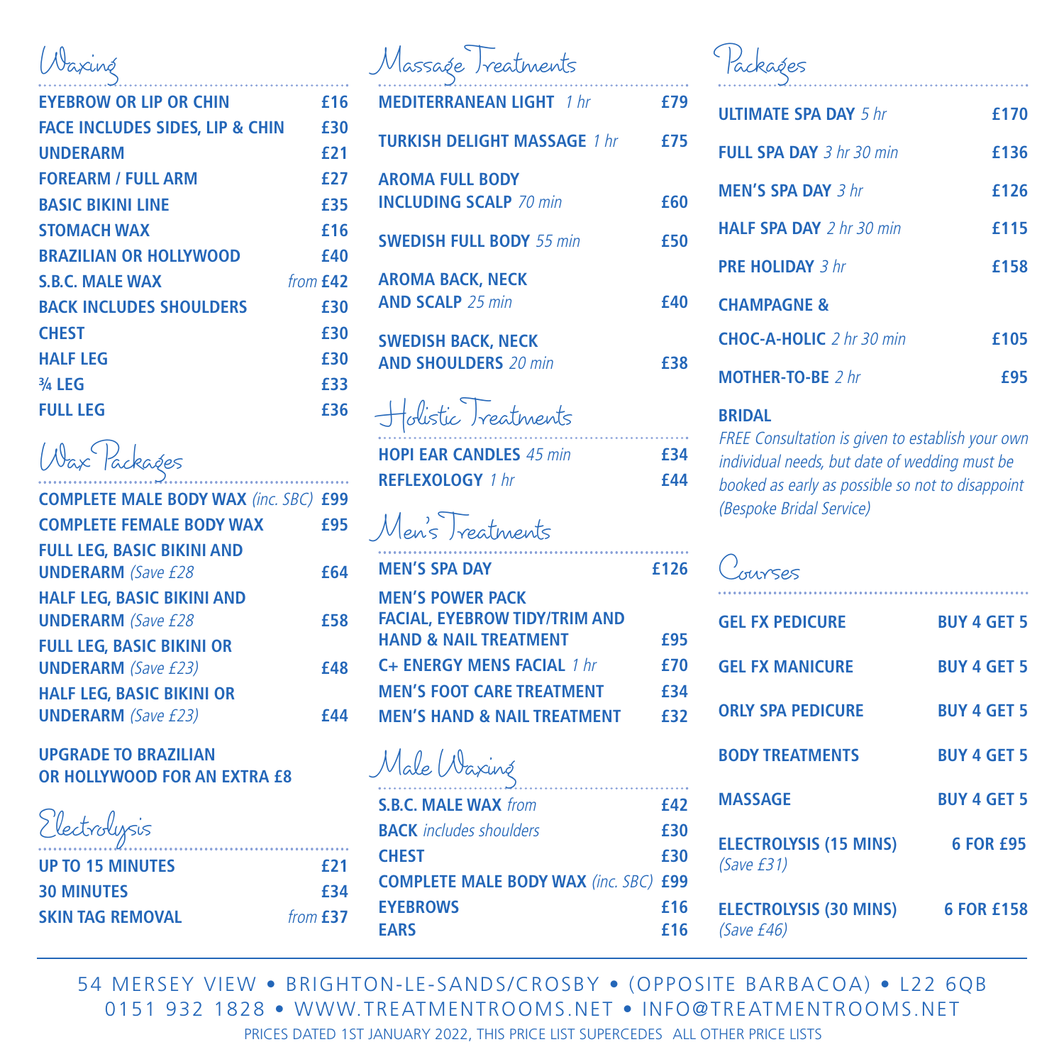## Waxing

| | |
|---|---|
| EYEBROW OR LIP OR CHIN | £16 |
| FACE INCLUDES SIDES, LIP & CHIN | £30 |
| UNDERARM | £21 |
| FOREARM / FULL ARM | £27 |
| BASIC BIKINI LINE | £35 |
| STOMACH WAX | £16 |
| BRAZILIAN OR HOLLYWOOD | £40 |
| S.B.C. MALE WAX | *from* £42 |
| BACK INCLUDES SHOULDERS | £30 |
| CHEST | £30 |
| HALF LEG | £30 |
| ¾ LEG | £33 |
| FULL LEG | £36 |

## Wax Packages

| | |
|---|---|
| COMPLETE MALE BODY WAX *(inc. SBC)* | £99 |
| COMPLETE FEMALE BODY WAX | £95 |
| FULL LEG, BASIC BIKINI AND UNDERARM *(Save £28* | £64 |
| HALF LEG, BASIC BIKINI AND UNDERARM *(Save £28* | £58 |
| FULL LEG, BASIC BIKINI OR UNDERARM *(Save £23)* | £48 |
| HALF LEG, BASIC BIKINI OR UNDERARM *(Save £23)* | £44 |

**UPGRADE TO BRAZILIAN OR HOLLYWOOD FOR AN EXTRA £8**

## Electrolysis

| | |
|---|---|
| UP TO 15 MINUTES | £21 |
| 30 MINUTES | £34 |
| SKIN TAG REMOVAL | *from* £37 |

## Massage Treatments

| | |
|---|---|
| MEDITERRANEAN LIGHT *1 hr* | £79 |
| TURKISH DELIGHT MASSAGE *1 hr* | £75 |
| AROMA FULL BODY INCLUDING SCALP *70 min* | £60 |
| SWEDISH FULL BODY *55 min* | £50 |
| AROMA BACK, NECK AND SCALP *25 min* | £40 |
| SWEDISH BACK, NECK AND SHOULDERS *20 min* | £38 |

## Holistic Treatments

| | |
|---|---|
| HOPI EAR CANDLES *45 min* | £34 |
| REFLEXOLOGY *1 hr* | £44 |

## Men's Treatments

| | |
|---|---|
| MEN'S SPA DAY | £126 |
| MEN'S POWER PACK FACIAL, EYEBROW TIDY/TRIM AND HAND & NAIL TREATMENT | £95 |
| C+ ENERGY MENS FACIAL *1 hr* | £70 |
| MEN'S FOOT CARE TREATMENT | £34 |
| MEN'S HAND & NAIL TREATMENT | £32 |

## Male Waxing

| | |
|---|---|
| S.B.C. MALE WAX *from* | £42 |
| BACK *includes shoulders* | £30 |
| CHEST | £30 |
| COMPLETE MALE BODY WAX *(inc. SBC)* | £99 |
| EYEBROWS | £16 |
| EARS | £16 |

## Packages

| | |
|---|---|
| ULTIMATE SPA DAY *5 hr* | £170 |
| FULL SPA DAY *3 hr 30 min* | £136 |
| MEN'S SPA DAY *3 hr* | £126 |
| HALF SPA DAY *2 hr 30 min* | £115 |
| PRE HOLIDAY *3 hr* | £158 |
| CHAMPAGNE & CHOC-A-HOLIC *2 hr 30 min* | £105 |
| MOTHER-TO-BE *2 hr* | £95 |

**BRIDAL**

*FREE Consultation is given to establish your own individual needs, but date of wedding must be booked as early as possible so not to disappoint (Bespoke Bridal Service)*

## Courses

| | |
|---|---|
| GEL FX PEDICURE | BUY 4 GET 5 |
| GEL FX MANICURE | BUY 4 GET 5 |
| ORLY SPA PEDICURE | BUY 4 GET 5 |
| BODY TREATMENTS | BUY 4 GET 5 |
| MASSAGE | BUY 4 GET 5 |
| ELECTROLYSIS (15 MINS) *(Save £31)* | 6 FOR £95 |
| ELECTROLYSIS (30 MINS) *(Save £46)* | 6 FOR £158 |

54 MERSEY VIEW • BRIGHTON-LE-SANDS/CROSBY • (OPPOSITE BARBACOA) • L22 6QB
0151 932 1828 • WWW.TREATMENTROOMS.NET • INFO@TREATMENTROOMS.NET

PRICES DATED 1ST JANUARY 2022, THIS PRICE LIST SUPERCEDES ALL OTHER PRICE LISTS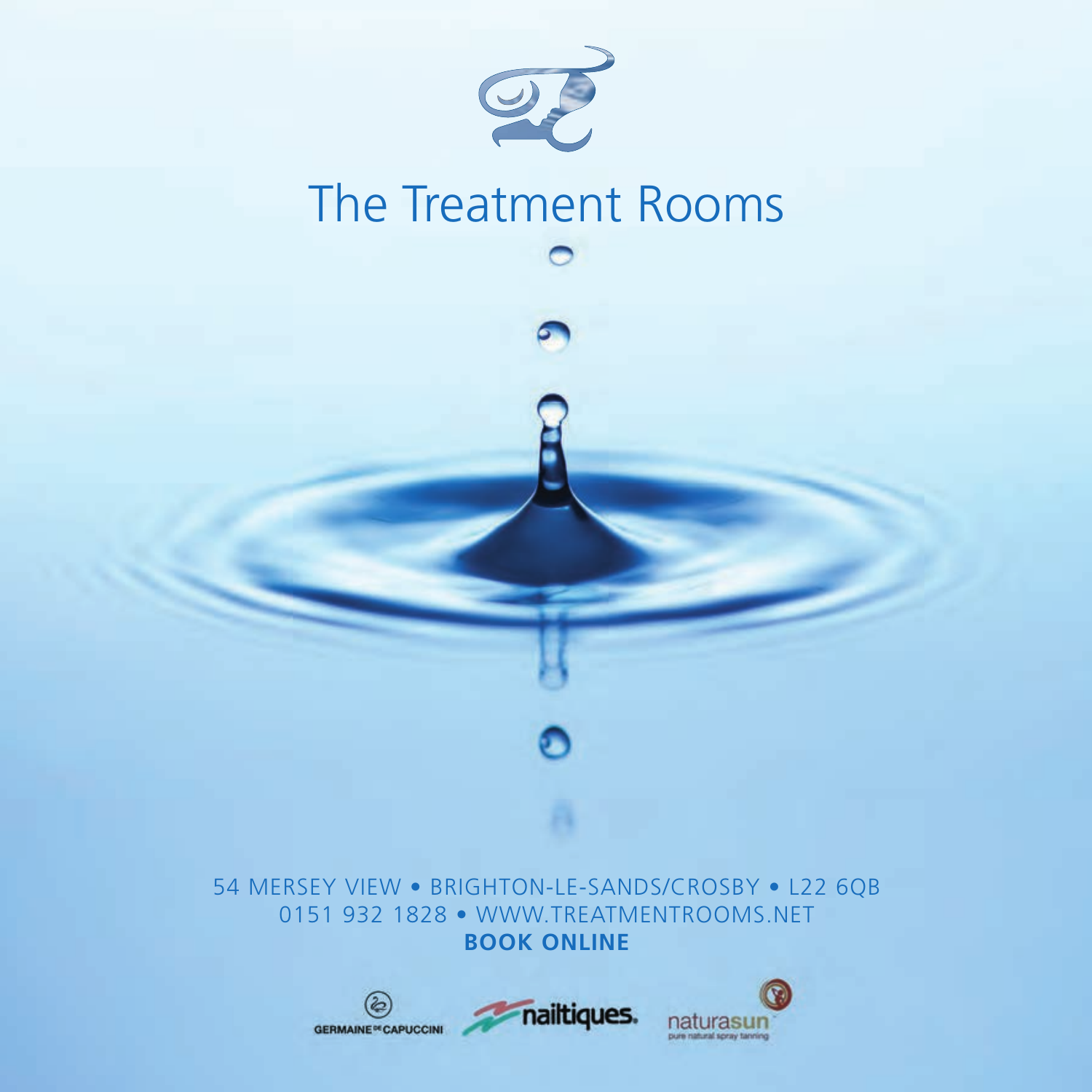# The Treatment Rooms

54 MERSEY VIEW • BRIGHTON-LE-SANDS/CROSBY • L22 6QB
0151 932 1828 • WWW.TREATMENTROOMS.NET

**BOOK ONLINE**

GERMAINE DE CAPUCCINI · nailtiques. · naturasun pure natural spray tanning